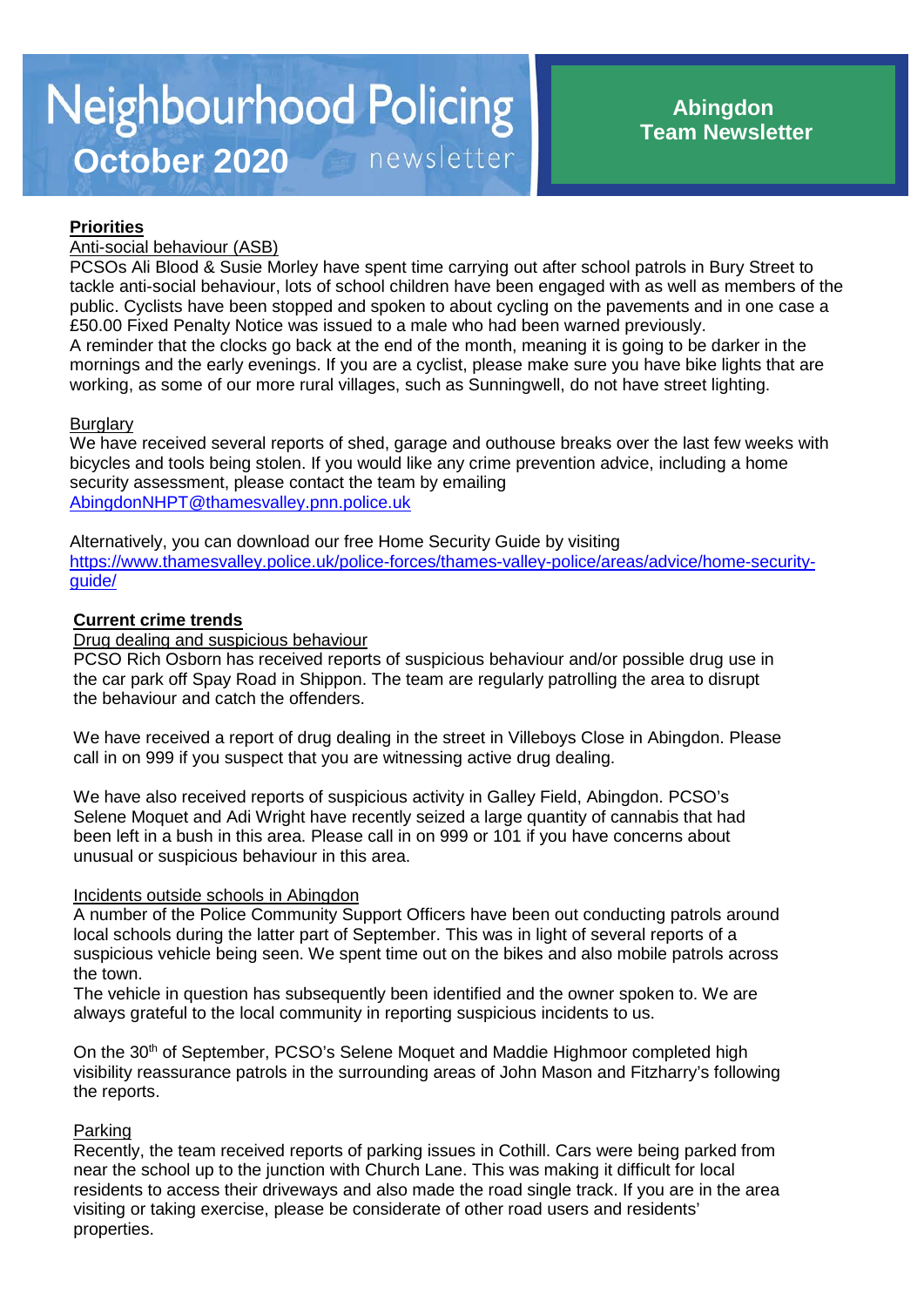# Neighbourhood Policing newsletter

**October 2020**

**Abingdon Team Newsletter**

## Priorities

Anti-social behaviour (ASB)

PCSOs Ali Blood & Susie Morley have spent time carrying out after school patrols in Bury Street to tackle anti-social behaviour, lots of school children have been engaged with as well as members of the public. Cyclists have been stopped and spoken to about cycling on the pavements and in one case a £50.00 Fixed Penalty Notice was issued to a male who had been warned previously.
A reminder that the clocks go back at the end of the month, meaning it is going to be darker in the mornings and the early evenings. If you are a cyclist, please make sure you have bike lights that are working, as some of our more rural villages, such as Sunningwell, do not have street lighting.

Burglary

We have received several reports of shed, garage and outhouse breaks over the last few weeks with bicycles and tools being stolen. If you would like any crime prevention advice, including a home security assessment, please contact the team by emailing AbingdonNHPT@thamesvalley.pnn.police.uk

Alternatively, you can download our free Home Security Guide by visiting https://www.thamesvalley.police.uk/police-forces/thames-valley-police/areas/advice/home-security-guide/

## Current crime trends

Drug dealing and suspicious behaviour

PCSO Rich Osborn has received reports of suspicious behaviour and/or possible drug use in the car park off Spay Road in Shippon. The team are regularly patrolling the area to disrupt the behaviour and catch the offenders.

We have received a report of drug dealing in the street in Villeboys Close in Abingdon. Please call in on 999 if you suspect that you are witnessing active drug dealing.

We have also received reports of suspicious activity in Galley Field, Abingdon. PCSO's Selene Moquet and Adi Wright have recently seized a large quantity of cannabis that had been left in a bush in this area. Please call in on 999 or 101 if you have concerns about unusual or suspicious behaviour in this area.

Incidents outside schools in Abingdon

A number of the Police Community Support Officers have been out conducting patrols around local schools during the latter part of September. This was in light of several reports of a suspicious vehicle being seen. We spent time out on the bikes and also mobile patrols across the town.
The vehicle in question has subsequently been identified and the owner spoken to. We are always grateful to the local community in reporting suspicious incidents to us.

On the 30th of September, PCSO's Selene Moquet and Maddie Highmoor completed high visibility reassurance patrols in the surrounding areas of John Mason and Fitzharry's following the reports.

Parking

Recently, the team received reports of parking issues in Cothill. Cars were being parked from near the school up to the junction with Church Lane. This was making it difficult for local residents to access their driveways and also made the road single track. If you are in the area visiting or taking exercise, please be considerate of other road users and residents' properties.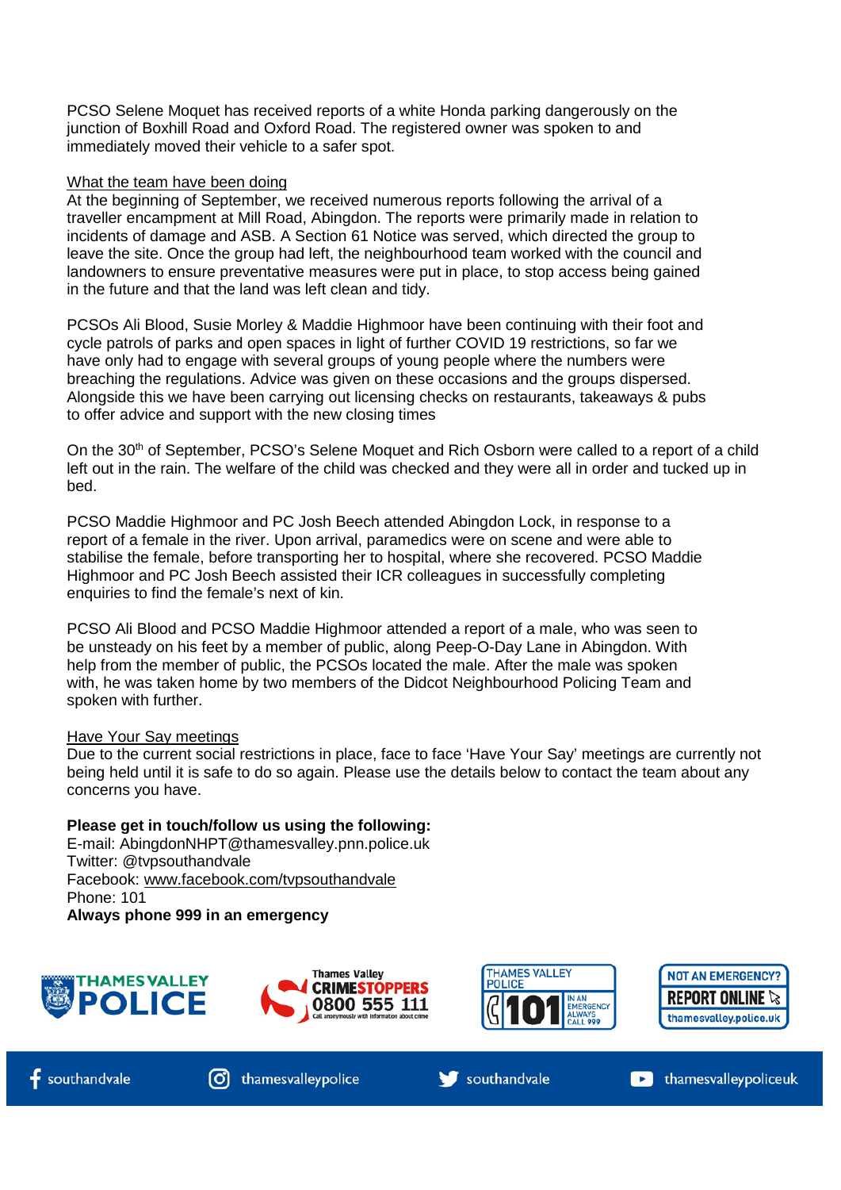PCSO Selene Moquet has received reports of a white Honda parking dangerously on the junction of Boxhill Road and Oxford Road. The registered owner was spoken to and immediately moved their vehicle to a safer spot.

What the team have been doing

At the beginning of September, we received numerous reports following the arrival of a traveller encampment at Mill Road, Abingdon. The reports were primarily made in relation to incidents of damage and ASB. A Section 61 Notice was served, which directed the group to leave the site. Once the group had left, the neighbourhood team worked with the council and landowners to ensure preventative measures were put in place, to stop access being gained in the future and that the land was left clean and tidy.

PCSOs Ali Blood, Susie Morley & Maddie Highmoor have been continuing with their foot and cycle patrols of parks and open spaces in light of further COVID 19 restrictions, so far we have only had to engage with several groups of young people where the numbers were breaching the regulations. Advice was given on these occasions and the groups dispersed. Alongside this we have been carrying out licensing checks on restaurants, takeaways & pubs to offer advice and support with the new closing times

On the 30th of September, PCSO's Selene Moquet and Rich Osborn were called to a report of a child left out in the rain. The welfare of the child was checked and they were all in order and tucked up in bed.

PCSO Maddie Highmoor and PC Josh Beech attended Abingdon Lock, in response to a report of a female in the river. Upon arrival, paramedics were on scene and were able to stabilise the female, before transporting her to hospital, where she recovered. PCSO Maddie Highmoor and PC Josh Beech assisted their ICR colleagues in successfully completing enquiries to find the female's next of kin.

PCSO Ali Blood and PCSO Maddie Highmoor attended a report of a male, who was seen to be unsteady on his feet by a member of public, along Peep-O-Day Lane in Abingdon. With help from the member of public, the PCSOs located the male. After the male was spoken with, he was taken home by two members of the Didcot Neighbourhood Policing Team and spoken with further.

Have Your Say meetings

Due to the current social restrictions in place, face to face 'Have Your Say' meetings are currently not being held until it is safe to do so again. Please use the details below to contact the team about any concerns you have.

**Please get in touch/follow us using the following:**
E-mail: AbingdonNHPT@thamesvalley.pnn.police.uk
Twitter: @tvpsouthandvale
Facebook: www.facebook.com/tvpsouthandvale
Phone: 101
**Always phone 999 in an emergency**

THAMES VALLEY POLICE

Thames Valley CRIMESTOPPERS 0800 555 111 Call anonymously with information about crime

THAMES VALLEY POLICE 101 IN AN EMERGENCY ALWAYS CALL 999

NOT AN EMERGENCY? REPORT ONLINE thamesvalley.police.uk

southandvale thamesvalleypolice southandvale thamesvalleypoliceuk